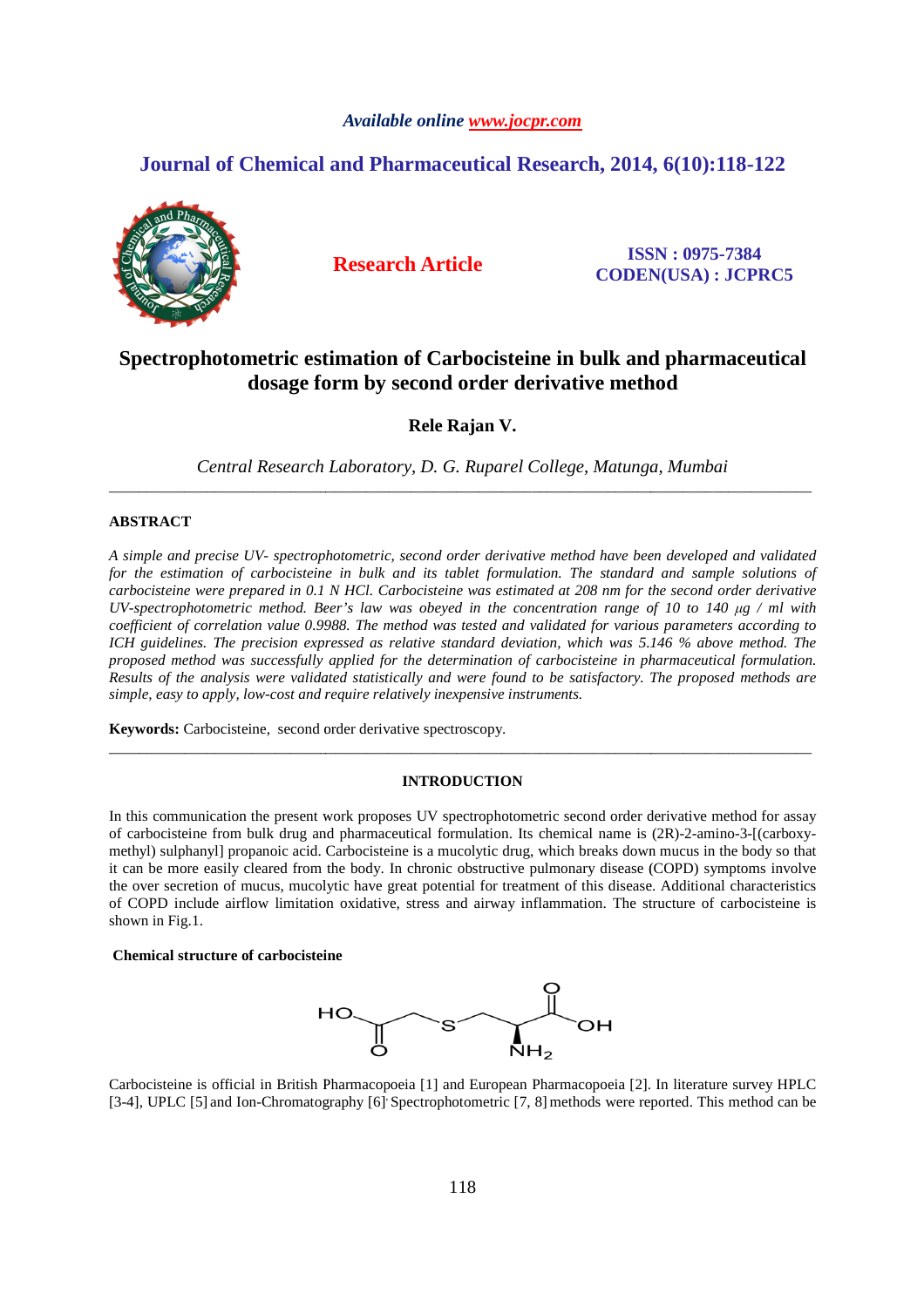*Available online www.jocpr.com*

## Journal of Chemical and Pharmaceutical Research, 2014, 6(10):118-122

**Research Article**

**ISSN : 0975-7384**
**CODEN(USA) : JCPRC5**

# Spectrophotometric estimation of Carbocisteine in bulk and pharmaceutical dosage form by second order derivative method

**Rele Rajan V.**

*Central Research Laboratory, D. G. Ruparel College, Matunga, Mumbai*

---

### ABSTRACT

*A simple and precise UV- spectrophotometric, second order derivative method have been developed and validated for the estimation of carbocisteine in bulk and its tablet formulation. The standard and sample solutions of carbocisteine were prepared in 0.1 N HCl. Carbocisteine was estimated at 208 nm for the second order derivative UV-spectrophotometric method. Beer's law was obeyed in the concentration range of 10 to 140 μg / ml with coefficient of correlation value 0.9988. The method was tested and validated for various parameters according to ICH guidelines. The precision expressed as relative standard deviation, which was 5.146 % above method. The proposed method was successfully applied for the determination of carbocisteine in pharmaceutical formulation. Results of the analysis were validated statistically and were found to be satisfactory. The proposed methods are simple, easy to apply, low-cost and require relatively inexpensive instruments.*

**Keywords:** Carbocisteine, second order derivative spectroscopy.

---

### INTRODUCTION

In this communication the present work proposes UV spectrophotometric second order derivative method for assay of carbocisteine from bulk drug and pharmaceutical formulation. Its chemical name is (2R)-2-amino-3-[(carboxy-methyl) sulphanyl] propanoic acid. Carbocisteine is a mucolytic drug, which breaks down mucus in the body so that it can be more easily cleared from the body. In chronic obstructive pulmonary disease (COPD) symptoms involve the over secretion of mucus, mucolytic have great potential for treatment of this disease. Additional characteristics of COPD include airflow limitation oxidative, stress and airway inflammation. The structure of carbocisteine is shown in Fig.1.

**Chemical structure of carbocisteine**

Carbocisteine is official in British Pharmacopoeia [1] and European Pharmacopoeia [2]. In literature survey HPLC [3-4], UPLC [5] and Ion-Chromatography [6], Spectrophotometric [7, 8] methods were reported. This method can be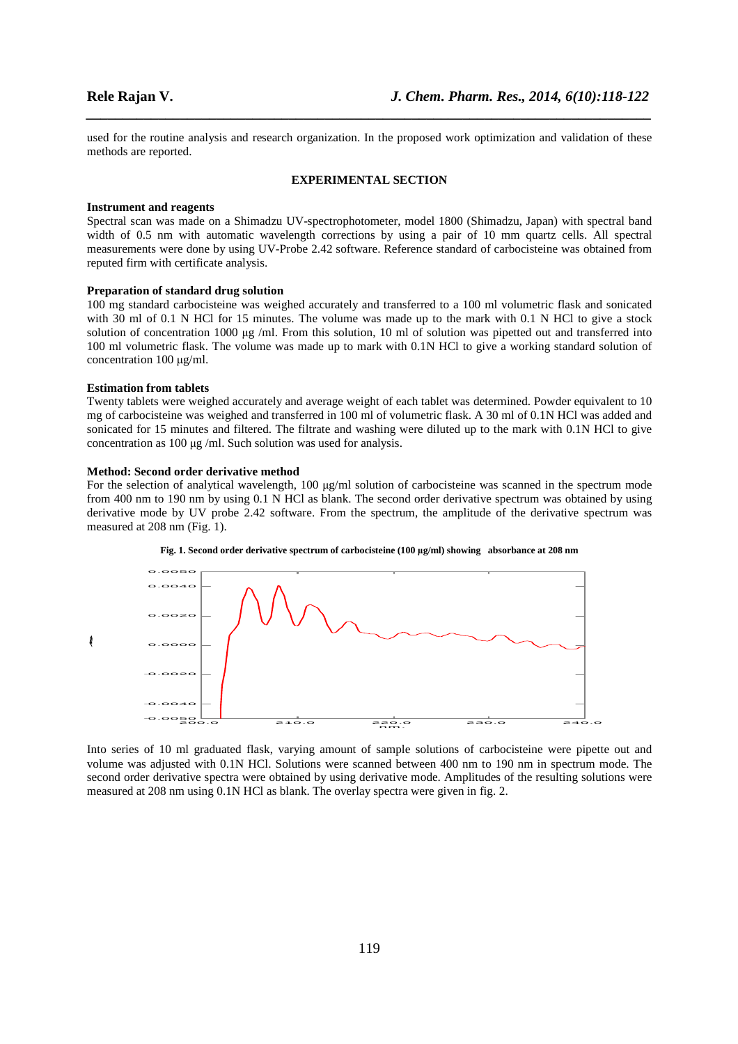used for the routine analysis and research organization. In the proposed work optimization and validation of these methods are reported.

## EXPERIMENTAL SECTION

### Instrument and reagents

Spectral scan was made on a Shimadzu UV-spectrophotometer, model 1800 (Shimadzu, Japan) with spectral band width of 0.5 nm with automatic wavelength corrections by using a pair of 10 mm quartz cells. All spectral measurements were done by using UV-Probe 2.42 software. Reference standard of carbocisteine was obtained from reputed firm with certificate analysis.

### Preparation of standard drug solution

100 mg standard carbocisteine was weighed accurately and transferred to a 100 ml volumetric flask and sonicated with 30 ml of 0.1 N HCl for 15 minutes. The volume was made up to the mark with 0.1 N HCl to give a stock solution of concentration 1000 µg /ml. From this solution, 10 ml of solution was pipetted out and transferred into 100 ml volumetric flask. The volume was made up to mark with 0.1N HCl to give a working standard solution of concentration 100 µg/ml.

### Estimation from tablets

Twenty tablets were weighed accurately and average weight of each tablet was determined. Powder equivalent to 10 mg of carbocisteine was weighed and transferred in 100 ml of volumetric flask. A 30 ml of 0.1N HCl was added and sonicated for 15 minutes and filtered. The filtrate and washing were diluted up to the mark with 0.1N HCl to give concentration as 100 µg /ml. Such solution was used for analysis.

### Method: Second order derivative method

For the selection of analytical wavelength, 100 µg/ml solution of carbocisteine was scanned in the spectrum mode from 400 nm to 190 nm by using 0.1 N HCl as blank. The second order derivative spectrum was obtained by using derivative mode by UV probe 2.42 software. From the spectrum, the amplitude of the derivative spectrum was measured at 208 nm (Fig. 1).

**Fig. 1. Second order derivative spectrum of carbocisteine (100 µg/ml) showing absorbance at 208 nm**

Into series of 10 ml graduated flask, varying amount of sample solutions of carbocisteine were pipette out and volume was adjusted with 0.1N HCl. Solutions were scanned between 400 nm to 190 nm in spectrum mode. The second order derivative spectra were obtained by using derivative mode. Amplitudes of the resulting solutions were measured at 208 nm using 0.1N HCl as blank. The overlay spectra were given in fig. 2.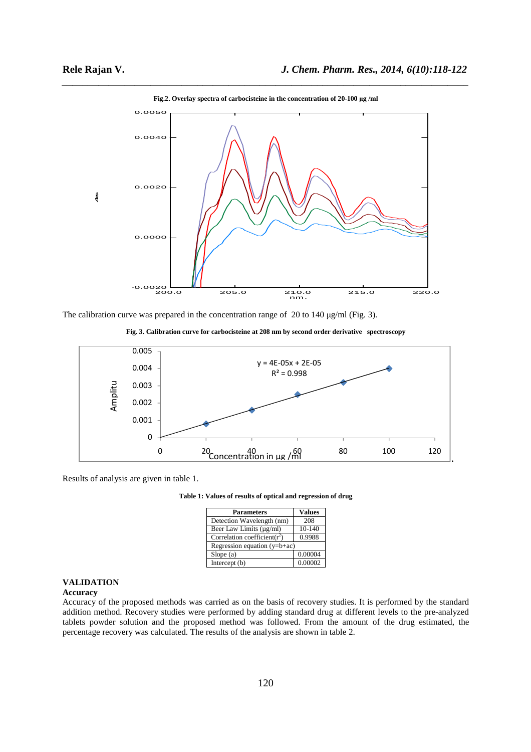**Fig.2. Overlay spectra of carbocisteine in the concentration of 20-100 µg /ml**

The calibration curve was prepared in the concentration range of 20 to 140 µg/ml (Fig. 3).

**Fig. 3. Calibration curve for carbocisteine at 208 nm by second order derivative spectroscopy**

Results of analysis are given in table 1.

**Table 1: Values of results of optical and regression of drug**

| Parameters | Values |
|---|---|
| Detection Wavelength (nm) | 208 |
| Beer Law Limits (µg/ml) | 10-140 |
| Correlation coefficient($r^2$) | 0.9988 |
| Regression equation (y=b+ac) | |
| Slope (a) | 0.00004 |
| Intercept (b) | 0.00002 |

## VALIDATION

### Accuracy

Accuracy of the proposed methods was carried as on the basis of recovery studies. It is performed by the standard addition method. Recovery studies were performed by adding standard drug at different levels to the pre-analyzed tablets powder solution and the proposed method was followed. From the amount of the drug estimated, the percentage recovery was calculated. The results of the analysis are shown in table 2.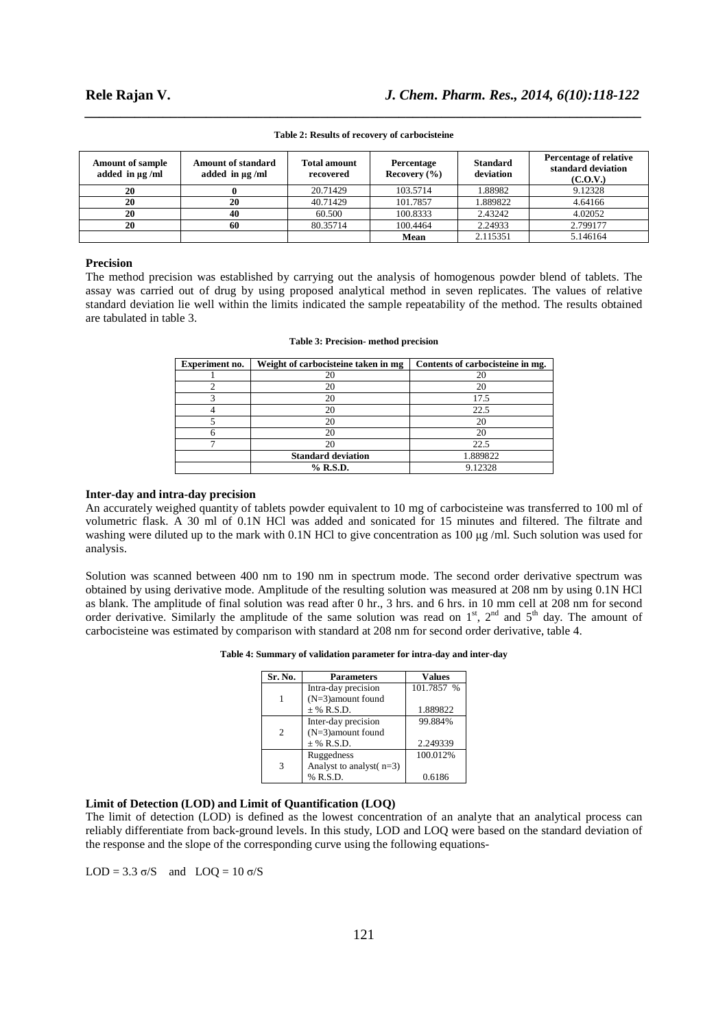**Table 2: Results of recovery of carbocisteine**

| Amount of sample added in µg /ml | Amount of standard added in µg /ml | Total amount recovered | Percentage Recovery (%) | Standard deviation | Percentage of relative standard deviation (C.O.V.) |
|---|---|---|---|---|---|
| **20** | **0** | 20.71429 | 103.5714 | 1.88982 | 9.12328 |
| **20** | **20** | 40.71429 | 101.7857 | 1.889822 | 4.64166 |
| **20** | **40** | 60.500 | 100.8333 | 2.43242 | 4.02052 |
| **20** | **60** | 80.35714 | 100.4464 | 2.24933 | 2.799177 |
| | | | **Mean** | 2.115351 | 5.146164 |

### Precision

The method precision was established by carrying out the analysis of homogenous powder blend of tablets. The assay was carried out of drug by using proposed analytical method in seven replicates. The values of relative standard deviation lie well within the limits indicated the sample repeatability of the method. The results obtained are tabulated in table 3.

**Table 3: Precision- method precision**

| Experiment no. | Weight of carbocisteine taken in mg | Contents of carbocisteine in mg. |
|---|---|---|
| 1 | 20 | 20 |
| 2 | 20 | 20 |
| 3 | 20 | 17.5 |
| 4 | 20 | 22.5 |
| 5 | 20 | 20 |
| 6 | 20 | 20 |
| 7 | 20 | 22.5 |
| | **Standard deviation** | 1.889822 |
| | **% R.S.D.** | 9.12328 |

### Inter-day and intra-day precision

An accurately weighed quantity of tablets powder equivalent to 10 mg of carbocisteine was transferred to 100 ml of volumetric flask. A 30 ml of 0.1N HCl was added and sonicated for 15 minutes and filtered. The filtrate and washing were diluted up to the mark with 0.1N HCl to give concentration as 100 µg /ml. Such solution was used for analysis.

Solution was scanned between 400 nm to 190 nm in spectrum mode. The second order derivative spectrum was obtained by using derivative mode. Amplitude of the resulting solution was measured at 208 nm by using 0.1N HCl as blank. The amplitude of final solution was read after 0 hr., 3 hrs. and 6 hrs. in 10 mm cell at 208 nm for second order derivative. Similarly the amplitude of the same solution was read on 1st, 2nd and 5th day. The amount of carbocisteine was estimated by comparison with standard at 208 nm for second order derivative, table 4.

**Table 4: Summary of validation parameter for intra-day and inter-day**

| Sr. No. | Parameters | Values |
|---|---|---|
| 1 | Intra-day precision (N=3)amount found<br>± % R.S.D. | 101.7857 %<br>1.889822 |
| 2 | Inter-day precision (N=3)amount found<br>± % R.S.D. | 99.884%<br>2.249339 |
| 3 | Ruggedness<br>Analyst to analyst( n=3)<br>% R.S.D. | 100.012%<br>0.6186 |

### Limit of Detection (LOD) and Limit of Quantification (LOQ)

The limit of detection (LOD) is defined as the lowest concentration of an analyte that an analytical process can reliably differentiate from back-ground levels. In this study, LOD and LOQ were based on the standard deviation of the response and the slope of the corresponding curve using the following equations-

$LOD = 3.3\ \sigma/S$ and $LOQ = 10\ \sigma/S$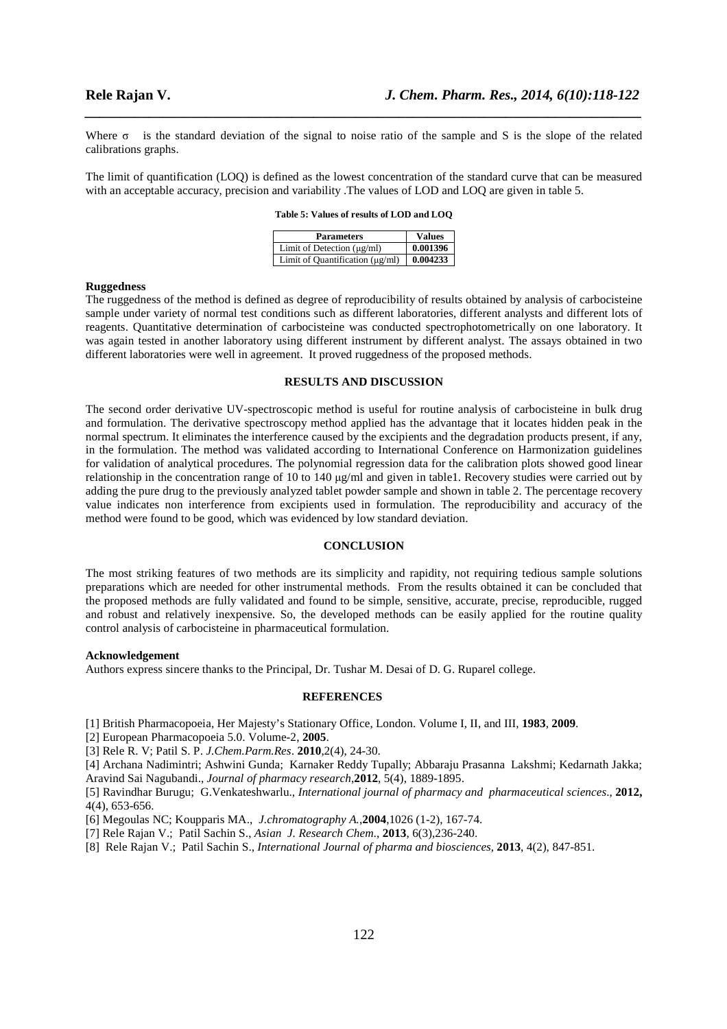Where $\sigma$ is the standard deviation of the signal to noise ratio of the sample and S is the slope of the related calibrations graphs.

The limit of quantification (LOQ) is defined as the lowest concentration of the standard curve that can be measured with an acceptable accuracy, precision and variability .The values of LOD and LOQ are given in table 5.

**Table 5: Values of results of LOD and LOQ**

| Parameters | Values |
|---|---|
| Limit of Detection (μg/ml) | **0.001396** |
| Limit of Quantification (μg/ml) | **0.004233** |

**Ruggedness**

The ruggedness of the method is defined as degree of reproducibility of results obtained by analysis of carbocisteine sample under variety of normal test conditions such as different laboratories, different analysts and different lots of reagents. Quantitative determination of carbocisteine was conducted spectrophotometrically on one laboratory. It was again tested in another laboratory using different instrument by different analyst. The assays obtained in two different laboratories were well in agreement. It proved ruggedness of the proposed methods.

## RESULTS AND DISCUSSION

The second order derivative UV-spectroscopic method is useful for routine analysis of carbocisteine in bulk drug and formulation. The derivative spectroscopy method applied has the advantage that it locates hidden peak in the normal spectrum. It eliminates the interference caused by the excipients and the degradation products present, if any, in the formulation. The method was validated according to International Conference on Harmonization guidelines for validation of analytical procedures. The polynomial regression data for the calibration plots showed good linear relationship in the concentration range of 10 to 140 μg/ml and given in table1. Recovery studies were carried out by adding the pure drug to the previously analyzed tablet powder sample and shown in table 2. The percentage recovery value indicates non interference from excipients used in formulation. The reproducibility and accuracy of the method were found to be good, which was evidenced by low standard deviation.

## CONCLUSION

The most striking features of two methods are its simplicity and rapidity, not requiring tedious sample solutions preparations which are needed for other instrumental methods. From the results obtained it can be concluded that the proposed methods are fully validated and found to be simple, sensitive, accurate, precise, reproducible, rugged and robust and relatively inexpensive. So, the developed methods can be easily applied for the routine quality control analysis of carbocisteine in pharmaceutical formulation.

**Acknowledgement**

Authors express sincere thanks to the Principal, Dr. Tushar M. Desai of D. G. Ruparel college.

## REFERENCES

[1] British Pharmacopoeia, Her Majesty's Stationary Office, London. Volume I, II, and III, **1983**, **2009**.

[2] European Pharmacopoeia 5.0. Volume-2, **2005**.

[3] Rele R. V; Patil S. P. *J.Chem.Parm.Res*. **2010**,2(4), 24-30.

[4] Archana Nadimintri; Ashwini Gunda; Karnaker Reddy Tupally; Abbaraju Prasanna Lakshmi; Kedarnath Jakka; Aravind Sai Nagubandi., *Journal of pharmacy research*,**2012**, 5(4), 1889-1895.

[5] Ravindhar Burugu; G.Venkateshwarlu., *International journal of pharmacy and pharmaceutical sciences*., **2012,** 4(4), 653-656.

[6] Megoulas NC; Koupparis MA., *J.chromatography A.*,**2004**,1026 (1-2), 167-74.

[7] Rele Rajan V.; Patil Sachin S., *Asian J. Research Chem*., **2013**, 6(3),236-240.

[8] Rele Rajan V.; Patil Sachin S., *International Journal of pharma and biosciences*, **2013**, 4(2), 847-851.